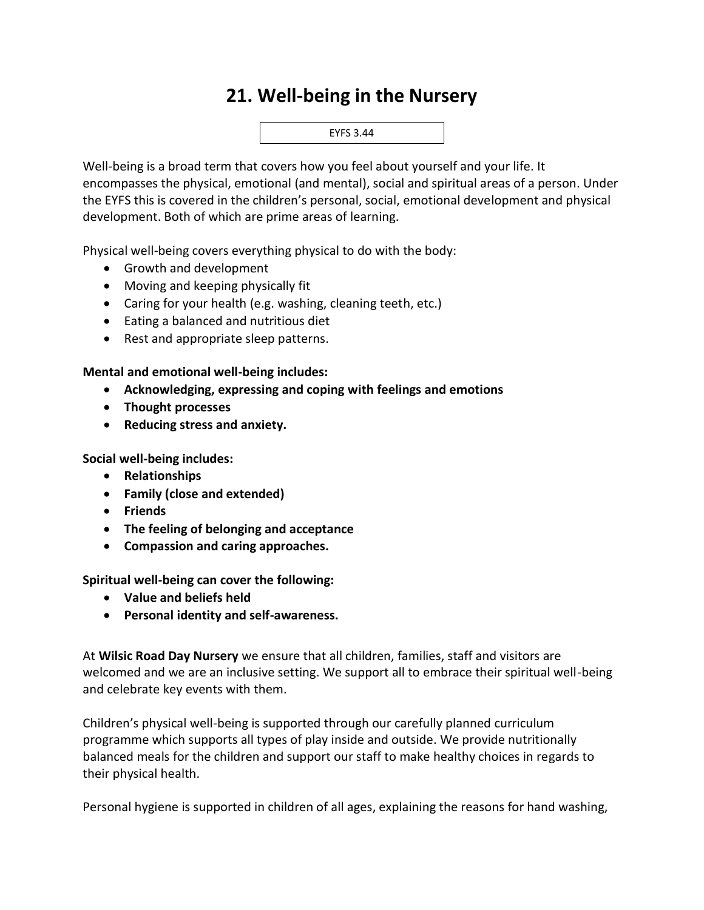# 21. Well-being in the Nursery

EYFS 3.44

Well-being is a broad term that covers how you feel about yourself and your life. It encompasses the physical, emotional (and mental), social and spiritual areas of a person. Under the EYFS this is covered in the children's personal, social, emotional development and physical development. Both of which are prime areas of learning.

Physical well-being covers everything physical to do with the body:

- Growth and development
- Moving and keeping physically fit
- Caring for your health (e.g. washing, cleaning teeth, etc.)
- Eating a balanced and nutritious diet
- Rest and appropriate sleep patterns.

**Mental and emotional well-being includes:**

- **Acknowledging, expressing and coping with feelings and emotions**
- **Thought processes**
- **Reducing stress and anxiety.**

**Social well-being includes:**

- **Relationships**
- **Family (close and extended)**
- **Friends**
- **The feeling of belonging and acceptance**
- **Compassion and caring approaches.**

**Spiritual well-being can cover the following:**

- **Value and beliefs held**
- **Personal identity and self-awareness.**

At **Wilsic Road Day Nursery** we ensure that all children, families, staff and visitors are welcomed and we are an inclusive setting. We support all to embrace their spiritual well-being and celebrate key events with them.

Children's physical well-being is supported through our carefully planned curriculum programme which supports all types of play inside and outside. We provide nutritionally balanced meals for the children and support our staff to make healthy choices in regards to their physical health.

Personal hygiene is supported in children of all ages, explaining the reasons for hand washing,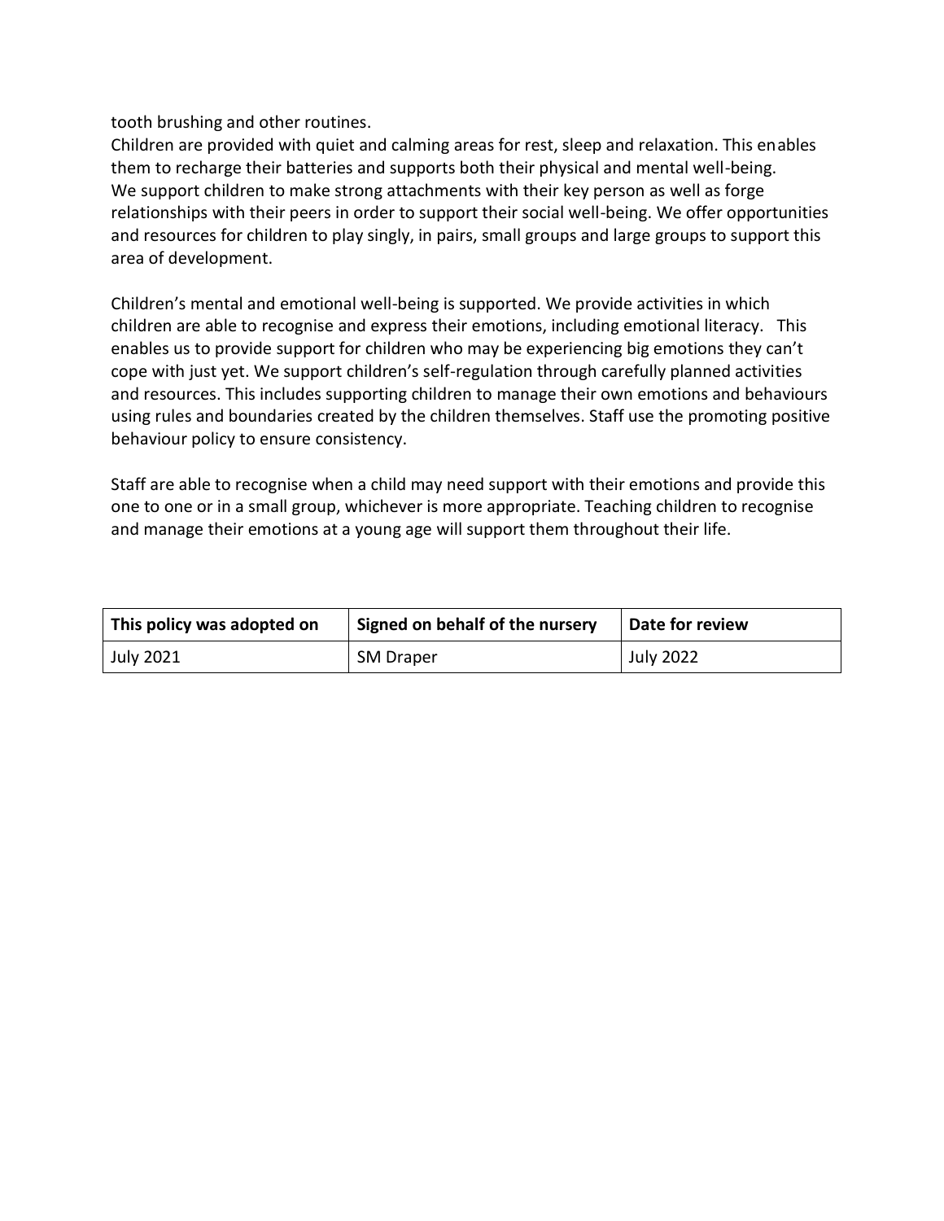tooth brushing and other routines.
Children are provided with quiet and calming areas for rest, sleep and relaxation. This enables them to recharge their batteries and supports both their physical and mental well-being.
We support children to make strong attachments with their key person as well as forge relationships with their peers in order to support their social well-being. We offer opportunities and resources for children to play singly, in pairs, small groups and large groups to support this area of development.

Children's mental and emotional well-being is supported. We provide activities in which children are able to recognise and express their emotions, including emotional literacy. This enables us to provide support for children who may be experiencing big emotions they can't cope with just yet. We support children's self-regulation through carefully planned activities and resources. This includes supporting children to manage their own emotions and behaviours using rules and boundaries created by the children themselves. Staff use the promoting positive behaviour policy to ensure consistency.

Staff are able to recognise when a child may need support with their emotions and provide this one to one or in a small group, whichever is more appropriate. Teaching children to recognise and manage their emotions at a young age will support them throughout their life.

| This policy was adopted on | Signed on behalf of the nursery | Date for review |
|---|---|---|
| July 2021 | SM Draper | July 2022 |